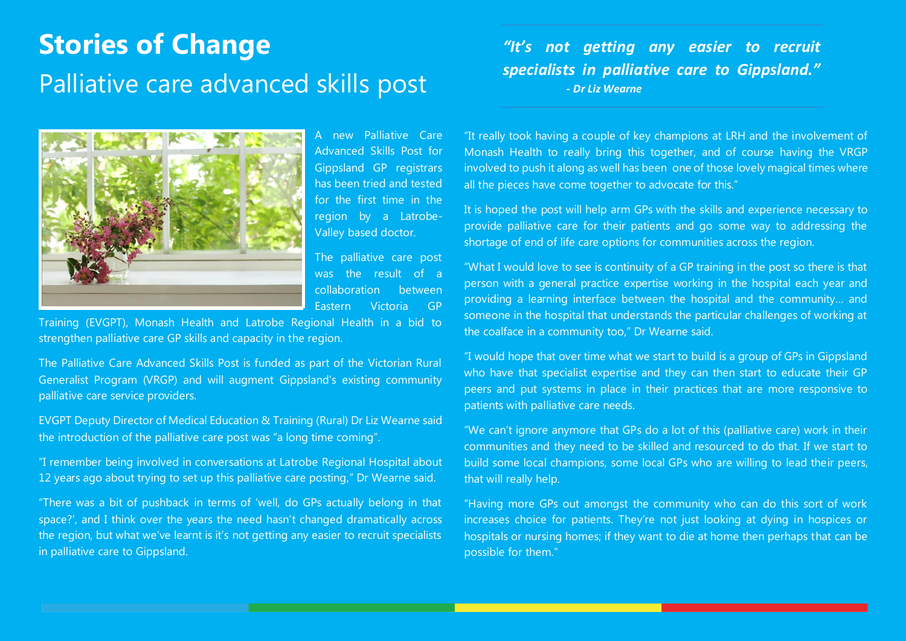# Stories of Change

## Palliative care advanced skills post

> ***"It's not getting any easier to recruit specialists in palliative care to Gippsland."***
> ***- Dr Liz Wearne***

A new Palliative Care Advanced Skills Post for Gippsland GP registrars has been tried and tested for the first time in the region by a Latrobe-Valley based doctor.

The palliative care post was the result of a collaboration between Eastern Victoria GP Training (EVGPT), Monash Health and Latrobe Regional Health in a bid to strengthen palliative care GP skills and capacity in the region.

The Palliative Care Advanced Skills Post is funded as part of the Victorian Rural Generalist Program (VRGP) and will augment Gippsland's existing community palliative care service providers.

EVGPT Deputy Director of Medical Education & Training (Rural) Dr Liz Wearne said the introduction of the palliative care post was "a long time coming".

"I remember being involved in conversations at Latrobe Regional Hospital about 12 years ago about trying to set up this palliative care posting," Dr Wearne said.

"There was a bit of pushback in terms of 'well, do GPs actually belong in that space?', and I think over the years the need hasn't changed dramatically across the region, but what we've learnt is it's not getting any easier to recruit specialists in palliative care to Gippsland.

"It really took having a couple of key champions at LRH and the involvement of Monash Health to really bring this together, and of course having the VRGP involved to push it along as well has been one of those lovely magical times where all the pieces have come together to advocate for this."

It is hoped the post will help arm GPs with the skills and experience necessary to provide palliative care for their patients and go some way to addressing the shortage of end of life care options for communities across the region.

"What I would love to see is continuity of a GP training in the post so there is that person with a general practice expertise working in the hospital each year and providing a learning interface between the hospital and the community… and someone in the hospital that understands the particular challenges of working at the coalface in a community too," Dr Wearne said.

"I would hope that over time what we start to build is a group of GPs in Gippsland who have that specialist expertise and they can then start to educate their GP peers and put systems in place in their practices that are more responsive to patients with palliative care needs.

"We can't ignore anymore that GPs do a lot of this (palliative care) work in their communities and they need to be skilled and resourced to do that. If we start to build some local champions, some local GPs who are willing to lead their peers, that will really help.

"Having more GPs out amongst the community who can do this sort of work increases choice for patients. They're not just looking at dying in hospices or hospitals or nursing homes; if they want to die at home then perhaps that can be possible for them."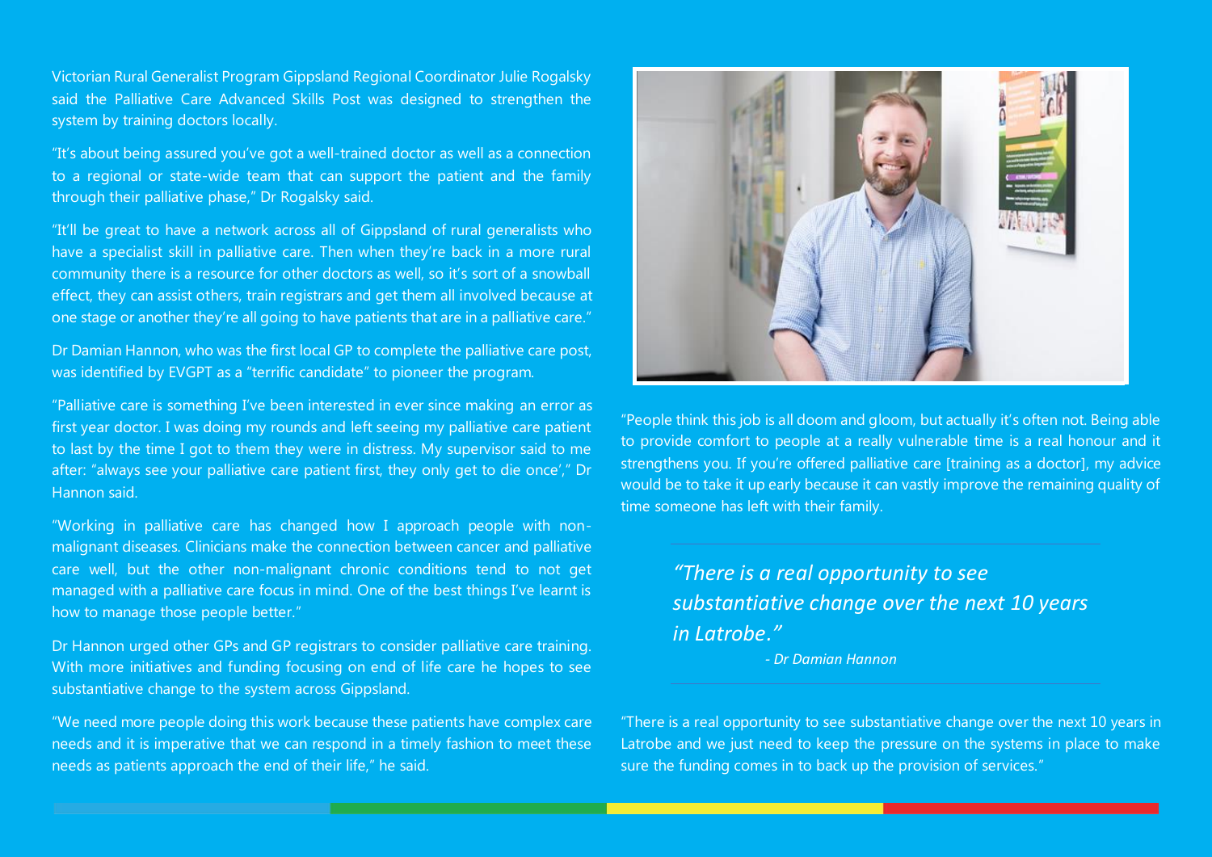Victorian Rural Generalist Program Gippsland Regional Coordinator Julie Rogalsky said the Palliative Care Advanced Skills Post was designed to strengthen the system by training doctors locally.

"It's about being assured you've got a well-trained doctor as well as a connection to a regional or state-wide team that can support the patient and the family through their palliative phase," Dr Rogalsky said.

"It'll be great to have a network across all of Gippsland of rural generalists who have a specialist skill in palliative care. Then when they're back in a more rural community there is a resource for other doctors as well, so it's sort of a snowball effect, they can assist others, train registrars and get them all involved because at one stage or another they're all going to have patients that are in a palliative care."

Dr Damian Hannon, who was the first local GP to complete the palliative care post, was identified by EVGPT as a "terrific candidate" to pioneer the program.

"Palliative care is something I've been interested in ever since making an error as first year doctor. I was doing my rounds and left seeing my palliative care patient to last by the time I got to them they were in distress. My supervisor said to me after: "always see your palliative care patient first, they only get to die once'," Dr Hannon said.

"Working in palliative care has changed how I approach people with non-malignant diseases. Clinicians make the connection between cancer and palliative care well, but the other non-malignant chronic conditions tend to not get managed with a palliative care focus in mind. One of the best things I've learnt is how to manage those people better."

Dr Hannon urged other GPs and GP registrars to consider palliative care training. With more initiatives and funding focusing on end of life care he hopes to see substantiative change to the system across Gippsland.

"We need more people doing this work because these patients have complex care needs and it is imperative that we can respond in a timely fashion to meet these needs as patients approach the end of their life," he said.

"People think this job is all doom and gloom, but actually it's often not. Being able to provide comfort to people at a really vulnerable time is a real honour and it strengthens you. If you're offered palliative care [training as a doctor], my advice would be to take it up early because it can vastly improve the remaining quality of time someone has left with their family.

> *"There is a real opportunity to see substantiative change over the next 10 years in Latrobe."*
>
> *- Dr Damian Hannon*

"There is a real opportunity to see substantiative change over the next 10 years in Latrobe and we just need to keep the pressure on the systems in place to make sure the funding comes in to back up the provision of services."